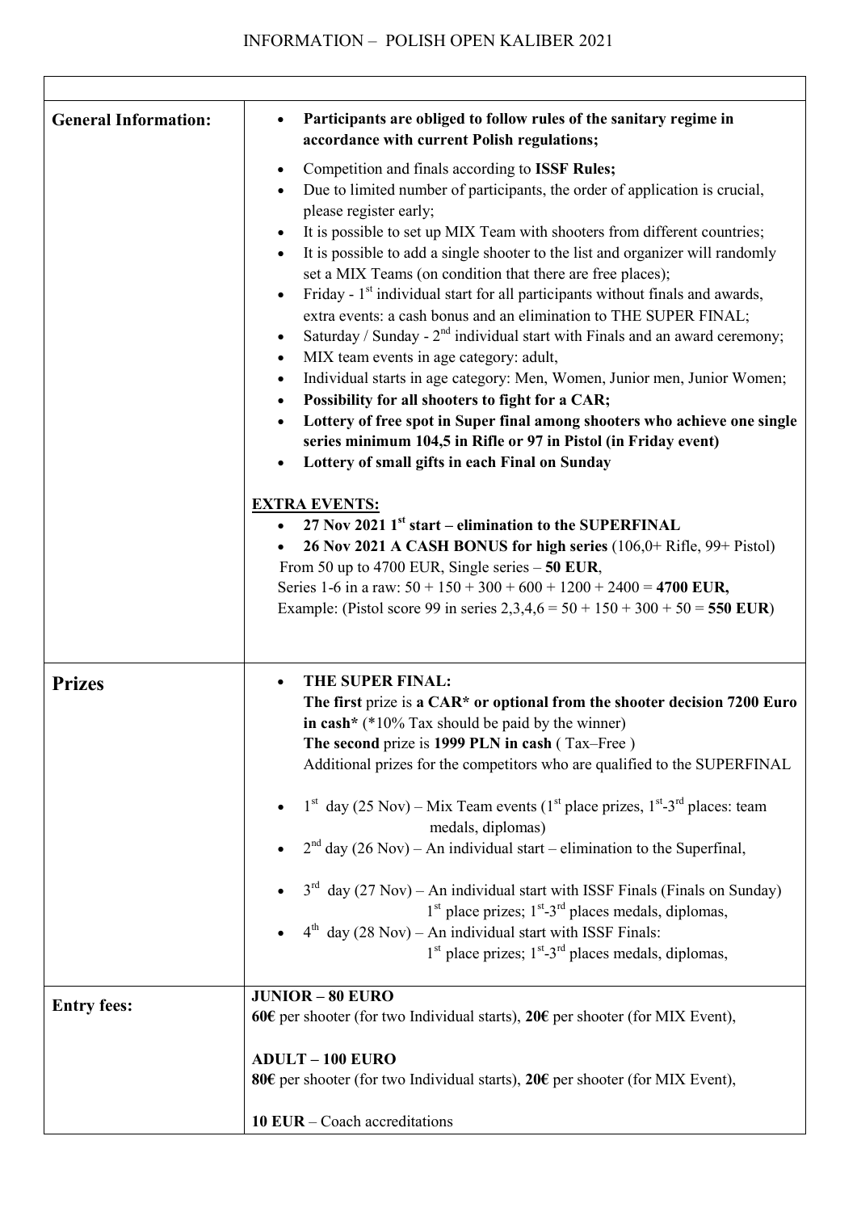# INFORMATION – POLISH OPEN KALIBER 2021

| | |
|---|---|
| **General Information:** | • **Participants are obliged to follow rules of the sanitary regime in accordance with current Polish regulations;**<br>• Competition and finals according to **ISSF Rules;**<br>• Due to limited number of participants, the order of application is crucial, please register early;<br>• It is possible to set up MIX Team with shooters from different countries;<br>• It is possible to add a single shooter to the list and organizer will randomly set a MIX Teams (on condition that there are free places);<br>• Friday - 1st individual start for all participants without finals and awards, extra events: a cash bonus and an elimination to THE SUPER FINAL;<br>• Saturday / Sunday - 2nd individual start with Finals and an award ceremony;<br>• MIX team events in age category: adult,<br>• Individual starts in age category: Men, Women, Junior men, Junior Women;<br>• **Possibility for all shooters to fight for a CAR;**<br>• **Lottery of free spot in Super final among shooters who achieve one single series minimum 104,5 in Rifle or 97 in Pistol (in Friday event)**<br>• **Lottery of small gifts in each Final on Sunday**<br><br>**EXTRA EVENTS:**<br>• **27 Nov 2021 1st start – elimination to the SUPERFINAL**<br>• **26 Nov 2021 A CASH BONUS for high series** (106,0+ Rifle, 99+ Pistol)<br>From 50 up to 4700 EUR, Single series – **50 EUR**,<br>Series 1-6 in a raw: 50 + 150 + 300 + 600 + 1200 + 2400 = **4700 EUR,**<br>Example: (Pistol score 99 in series 2,3,4,6 = 50 + 150 + 300 + 50 = **550 EUR**) |
| **Prizes** | • **THE SUPER FINAL:**<br>**The first** prize is **a CAR\* or optional from the shooter decision 7200 Euro in cash\*** (\*10% Tax should be paid by the winner)<br>**The second** prize is **1999 PLN in cash** ( Tax–Free )<br>Additional prizes for the competitors who are qualified to the SUPERFINAL<br><br>• 1st day (25 Nov) – Mix Team events (1st place prizes, 1st-3rd places: team medals, diplomas)<br>• 2nd day (26 Nov) – An individual start – elimination to the Superfinal,<br><br>• 3rd day (27 Nov) – An individual start with ISSF Finals (Finals on Sunday) 1st place prizes; 1st-3rd places medals, diplomas,<br>• 4th day (28 Nov) – An individual start with ISSF Finals: 1st place prizes; 1st-3rd places medals, diplomas, |
| **Entry fees:** | **JUNIOR – 80 EURO**<br>**60€** per shooter (for two Individual starts), **20€** per shooter (for MIX Event),<br><br>**ADULT – 100 EURO**<br>**80€** per shooter (for two Individual starts), **20€** per shooter (for MIX Event),<br><br>**10 EUR** – Coach accreditations |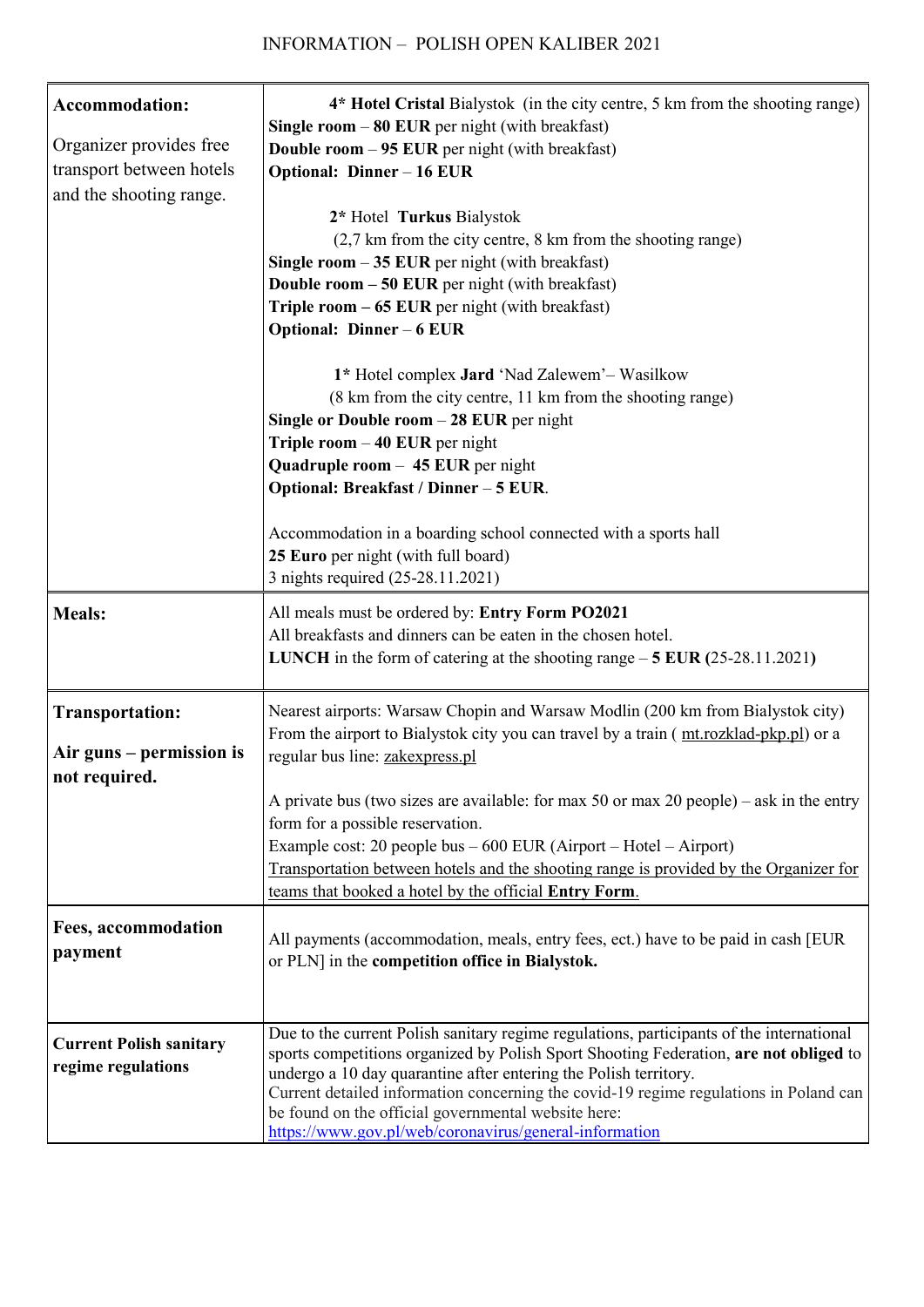# INFORMATION – POLISH OPEN KALIBER 2021

| | |
|---|---|
| **Accommodation:**<br><br>Organizer provides free transport between hotels and the shooting range. | **4\* Hotel Cristal** Bialystok (in the city centre, 5 km from the shooting range)<br>**Single room** – **80 EUR** per night (with breakfast)<br>**Double room** – **95 EUR** per night (with breakfast)<br>**Optional: Dinner** – **16 EUR**<br><br>**2\*** Hotel **Turkus** Bialystok<br>(2,7 km from the city centre, 8 km from the shooting range)<br>**Single room** – **35 EUR** per night (with breakfast)<br>**Double room – 50 EUR** per night (with breakfast)<br>**Triple room – 65 EUR** per night (with breakfast)<br>**Optional: Dinner** – **6 EUR**<br><br>**1\*** Hotel complex **Jard** 'Nad Zalewem'– Wasilkow<br>(8 km from the city centre, 11 km from the shooting range)<br>**Single or Double room** – **28 EUR** per night<br>**Triple room** – **40 EUR** per night<br>**Quadruple room** – **45 EUR** per night<br>**Optional: Breakfast / Dinner** – **5 EUR**.<br><br>Accommodation in a boarding school connected with a sports hall<br>**25 Euro** per night (with full board)<br>3 nights required (25-28.11.2021) |
| **Meals:** | All meals must be ordered by: **Entry Form PO2021**<br>All breakfasts and dinners can be eaten in the chosen hotel.<br>**LUNCH** in the form of catering at the shooting range – **5 EUR (**25-28.11.2021**)** |
| **Transportation:**<br><br>**Air guns – permission is not required.** | Nearest airports: Warsaw Chopin and Warsaw Modlin (200 km from Bialystok city)<br>From the airport to Bialystok city you can travel by a train ( mt.rozklad-pkp.pl) or a regular bus line: zakexpress.pl<br><br>A private bus (two sizes are available: for max 50 or max 20 people) – ask in the entry form for a possible reservation.<br>Example cost: 20 people bus – 600 EUR (Airport – Hotel – Airport)<br>Transportation between hotels and the shooting range is provided by the Organizer for teams that booked a hotel by the official **Entry Form**. |
| **Fees, accommodation payment** | All payments (accommodation, meals, entry fees, ect.) have to be paid in cash [EUR or PLN] in the **competition office in Bialystok.** |
| **Current Polish sanitary regime regulations** | Due to the current Polish sanitary regime regulations, participants of the international sports competitions organized by Polish Sport Shooting Federation, **are not obliged** to undergo a 10 day quarantine after entering the Polish territory.<br>Current detailed information concerning the covid-19 regime regulations in Poland can be found on the official governmental website here:<br>https://www.gov.pl/web/coronavirus/general-information |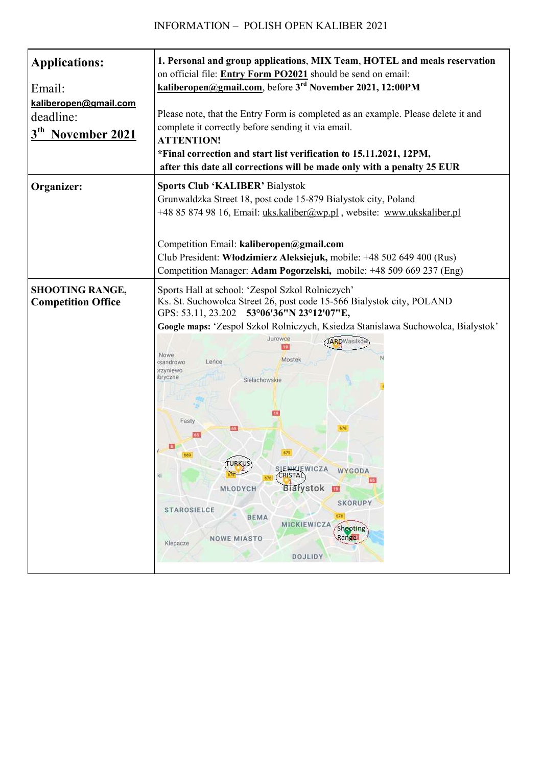INFORMATION – POLISH OPEN KALIBER 2021

| **Applications:**<br><br>Email:<br>**kaliberopen@gmail.com**<br>deadline:<br>**3rd November 2021** | **1. Personal and group applications**, **MIX Team**, **HOTEL and meals reservation** on official file: **Entry Form PO2021** should be send on email: **kaliberopen@gmail.com**, before **3rd November 2021, 12:00PM**<br><br>Please note, that the Entry Form is completed as an example. Please delete it and complete it correctly before sending it via email.<br>**ATTENTION!**<br>**\*Final correction and start list verification to 15.11.2021, 12PM, after this date all corrections will be made only with a penalty 25 EUR** |
|---|---|
| **Organizer:** | **Sports Club 'KALIBER'** Bialystok<br>Grunwaldzka Street 18, post code 15-879 Bialystok city, Poland<br>+48 85 874 98 16, Email: uks.kaliber@wp.pl , website: www.ukskaliber.pl<br><br>Competition Email: **kaliberopen@gmail.com**<br>Club President: **Włodzimierz Aleksiejuk,** mobile: +48 502 649 400 (Rus)<br>Competition Manager: **Adam Pogorzelski,** mobile: +48 509 669 237 (Eng) |
| **SHOOTING RANGE, Competition Office** | Sports Hall at school: 'Zespol Szkol Rolniczych'<br>Ks. St. Suchowolca Street 26, post code 15-566 Bialystok city, POLAND<br>GPS: 53.11, 23.202 **53°06'36"N 23°12'07"E,**<br>**Google maps:** 'Zespol Szkol Rolniczych, Ksiedza Stanislawa Suchowolca, Bialystok' |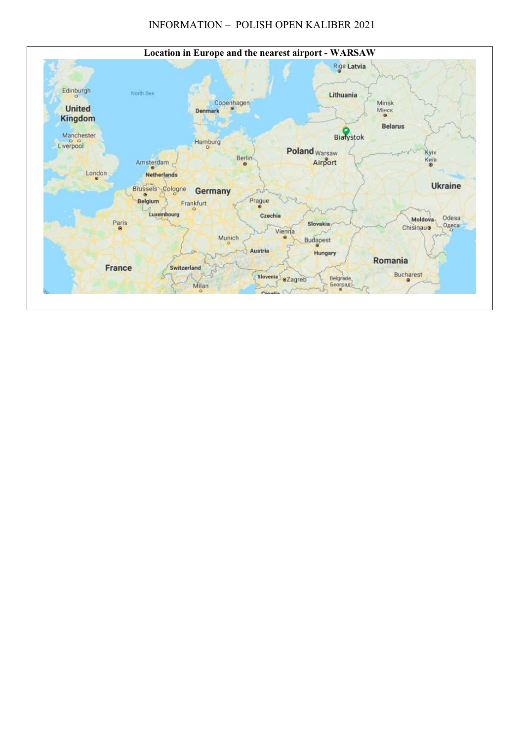**Location in Europe and the nearest airport - WARSAW**

Riga Latvia
Edinburgh
North Sea
Lithuania
Copenhagen
Denmark
Minsk
Минск
United Kingdom
Belarus
Białystok
Manchester
Liverpool
Hamburg
Poland Warsaw
Airport
Kyiv
Київ
Berlin
Amsterdam
Netherlands
London
Ukraine
Brussels
Cologne
Germany
Belgium
Frankfurt
Prague
Luxembourg
Czechia
Moldova
Odesa
Одеса
Paris
Slovakia
Chisinau
Vienna
Munich
Budapest
Austria
Hungary
France
Romania
Switzerland
Slovenia
Zagreb
Belgrade
Београд
Bucharest
Milan
Croatia